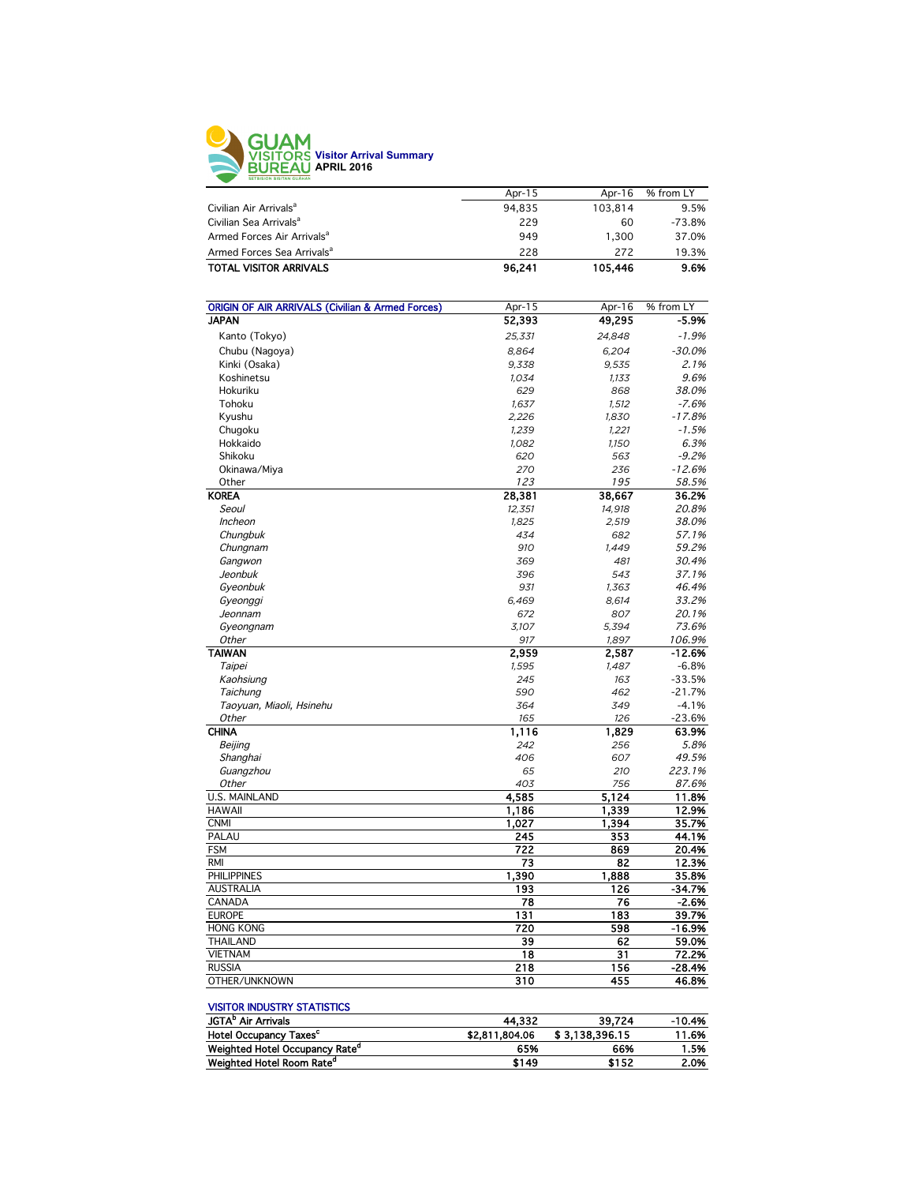# GUAM VISITORS BUREAU

## Visitor Arrival Summary
## APRIL 2016

| | Apr-15 | Apr-16 | % from LY |
|---|---|---|---|
| Civilian Air Arrivals[a] | 94,835 | 103,814 | 9.5% |
| Civilian Sea Arrivals[a] | 229 | 60 | -73.8% |
| Armed Forces Air Arrivals[a] | 949 | 1,300 | 37.0% |
| Armed Forces Sea Arrivals[a] | 228 | 272 | 19.3% |
| **TOTAL VISITOR ARRIVALS** | **96,241** | **105,446** | **9.6%** |

| ORIGIN OF AIR ARRIVALS (Civilian & Armed Forces) | Apr-15 | Apr-16 | % from LY |
|---|---|---|---|
| **JAPAN** | **52,393** | **49,295** | **-5.9%** |
| Kanto (Tokyo) | *25,331* | *24,848* | *-1.9%* |
| Chubu (Nagoya) | *8,864* | *6,204* | *-30.0%* |
| Kinki (Osaka) | *9,338* | *9,535* | *2.1%* |
| Koshinetsu | *1,034* | *1,133* | *9.6%* |
| Hokuriku | *629* | *868* | *38.0%* |
| Tohoku | *1,637* | *1,512* | *-7.6%* |
| Kyushu | *2,226* | *1,830* | *-17.8%* |
| Chugoku | *1,239* | *1,221* | *-1.5%* |
| Hokkaido | *1,082* | *1,150* | *6.3%* |
| Shikoku | *620* | *563* | *-9.2%* |
| Okinawa/Miya | *270* | *236* | *-12.6%* |
| Other | *123* | *195* | *58.5%* |
| **KOREA** | **28,381** | **38,667** | **36.2%** |
| *Seoul* | *12,351* | *14,918* | *20.8%* |
| *Incheon* | *1,825* | *2,519* | *38.0%* |
| *Chungbuk* | *434* | *682* | *57.1%* |
| *Chungnam* | *910* | *1,449* | *59.2%* |
| *Gangwon* | *369* | *481* | *30.4%* |
| *Jeonbuk* | *396* | *543* | *37.1%* |
| *Gyeonbuk* | *931* | *1,363* | *46.4%* |
| *Gyeonggi* | *6,469* | *8,614* | *33.2%* |
| *Jeonnam* | *672* | *807* | *20.1%* |
| *Gyeongnam* | *3,107* | *5,394* | *73.6%* |
| *Other* | *917* | *1,897* | *106.9%* |
| **TAIWAN** | **2,959** | **2,587** | **-12.6%** |
| *Taipei* | *1,595* | *1,487* | -6.8% |
| *Kaohsiung* | *245* | *163* | -33.5% |
| *Taichung* | *590* | *462* | -21.7% |
| *Taoyuan, Miaoli, Hsinehu* | *364* | *349* | -4.1% |
| *Other* | *165* | *126* | -23.6% |
| **CHINA** | **1,116** | **1,829** | **63.9%** |
| *Beijing* | *242* | *256* | *5.8%* |
| *Shanghai* | *406* | *607* | *49.5%* |
| *Guangzhou* | *65* | *210* | *223.1%* |
| *Other* | *403* | *756* | *87.6%* |
| U.S. MAINLAND | **4,585** | **5,124** | **11.8%** |
| HAWAII | **1,186** | **1,339** | **12.9%** |
| CNMI | **1,027** | **1,394** | **35.7%** |
| PALAU | **245** | **353** | **44.1%** |
| FSM | **722** | **869** | **20.4%** |
| RMI | **73** | **82** | **12.3%** |
| PHILIPPINES | **1,390** | **1,888** | **35.8%** |
| AUSTRALIA | **193** | **126** | **-34.7%** |
| CANADA | **78** | **76** | **-2.6%** |
| EUROPE | **131** | **183** | **39.7%** |
| HONG KONG | **720** | **598** | **-16.9%** |
| THAILAND | **39** | **62** | **59.0%** |
| VIETNAM | **18** | **31** | **72.2%** |
| RUSSIA | **218** | **156** | **-28.4%** |
| OTHER/UNKNOWN | **310** | **455** | **46.8%** |

| VISITOR INDUSTRY STATISTICS | | | |
|---|---|---|---|
| **JGTA[b] Air Arrivals** | **44,332** | **39,724** | **-10.4%** |
| **Hotel Occupancy Taxes[c]** | **$2,811,804.06** | **$ 3,138,396.15** | **11.6%** |
| **Weighted Hotel Occupancy Rate[d]** | **65%** | **66%** | **1.5%** |
| **Weighted Hotel Room Rate[d]** | **$149** | **$152** | **2.0%** |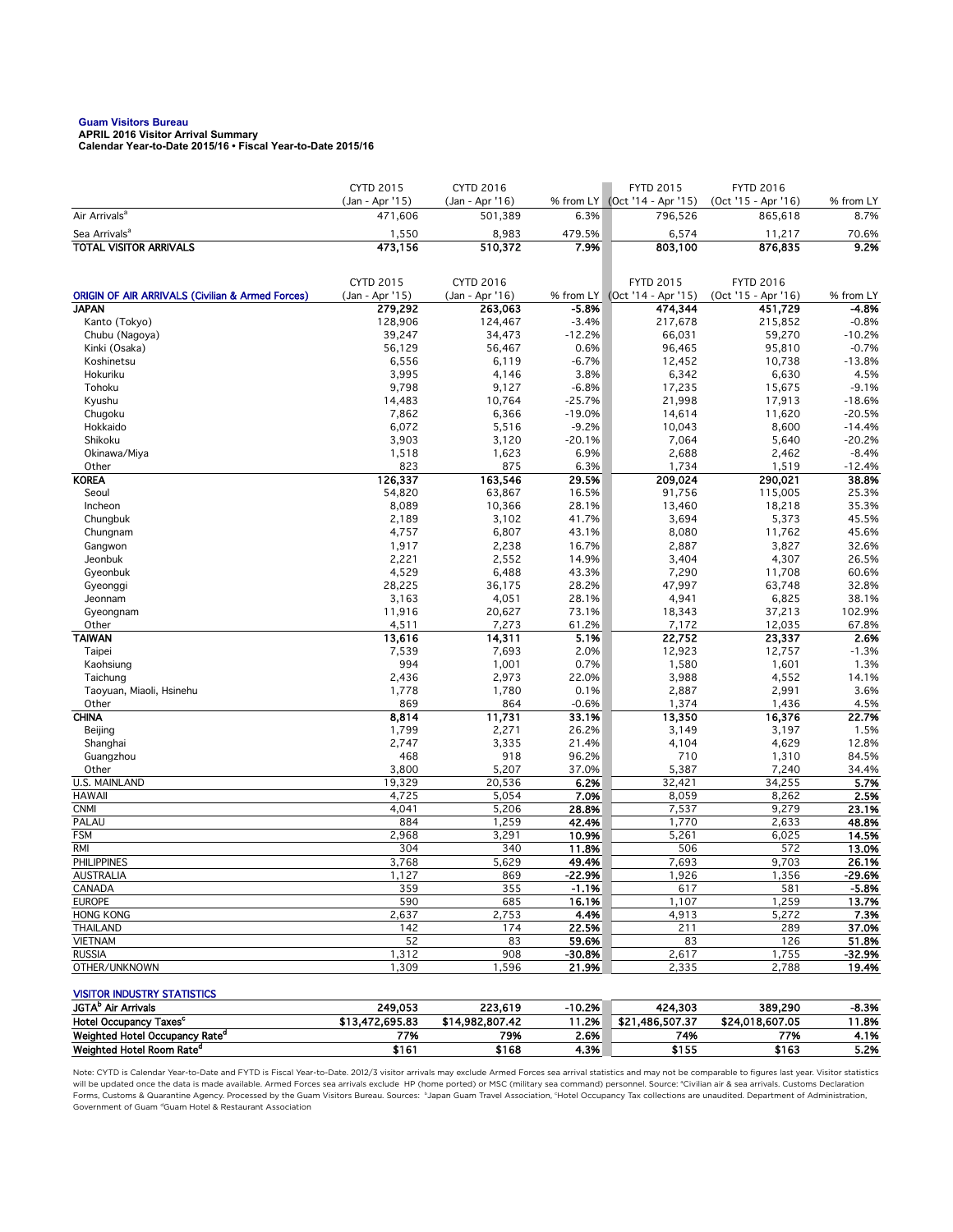**Guam Visitors Bureau**
**APRIL 2016 Visitor Arrival Summary**
**Calendar Year-to-Date 2015/16 • Fiscal Year-to-Date 2015/16**

| | CYTD 2015 (Jan - Apr '15) | CYTD 2016 (Jan - Apr '16) | % from LY | FYTD 2015 (Oct '14 - Apr '15) | FYTD 2016 (Oct '15 - Apr '16) | % from LY |
|---|---|---|---|---|---|---|
| Air Arrivals[a] | 471,606 | 501,389 | 6.3% | 796,526 | 865,618 | 8.7% |
| Sea Arrivals[a] | 1,550 | 8,983 | 479.5% | 6,574 | 11,217 | 70.6% |
| **TOTAL VISITOR ARRIVALS** | **473,156** | **510,372** | **7.9%** | **803,100** | **876,835** | **9.2%** |

| ORIGIN OF AIR ARRIVALS (Civilian & Armed Forces) | CYTD 2015 (Jan - Apr '15) | CYTD 2016 (Jan - Apr '16) | % from LY | FYTD 2015 (Oct '14 - Apr '15) | FYTD 2016 (Oct '15 - Apr '16) | % from LY |
|---|---|---|---|---|---|---|
| **JAPAN** | **279,292** | **263,063** | **-5.8%** | **474,344** | **451,729** | **-4.8%** |
| Kanto (Tokyo) | 128,906 | 124,467 | -3.4% | 217,678 | 215,852 | -0.8% |
| Chubu (Nagoya) | 39,247 | 34,473 | -12.2% | 66,031 | 59,270 | -10.2% |
| Kinki (Osaka) | 56,129 | 56,467 | 0.6% | 96,465 | 95,810 | -0.7% |
| Koshinetsu | 6,556 | 6,119 | -6.7% | 12,452 | 10,738 | -13.8% |
| Hokuriku | 3,995 | 4,146 | 3.8% | 6,342 | 6,630 | 4.5% |
| Tohoku | 9,798 | 9,127 | -6.8% | 17,235 | 15,675 | -9.1% |
| Kyushu | 14,483 | 10,764 | -25.7% | 21,998 | 17,913 | -18.6% |
| Chugoku | 7,862 | 6,366 | -19.0% | 14,614 | 11,620 | -20.5% |
| Hokkaido | 6,072 | 5,516 | -9.2% | 10,043 | 8,600 | -14.4% |
| Shikoku | 3,903 | 3,120 | -20.1% | 7,064 | 5,640 | -20.2% |
| Okinawa/Miya | 1,518 | 1,623 | 6.9% | 2,688 | 2,462 | -8.4% |
| Other | 823 | 875 | 6.3% | 1,734 | 1,519 | -12.4% |
| **KOREA** | **126,337** | **163,546** | **29.5%** | **209,024** | **290,021** | **38.8%** |
| Seoul | 54,820 | 63,867 | 16.5% | 91,756 | 115,005 | 25.3% |
| Incheon | 8,089 | 10,366 | 28.1% | 13,460 | 18,218 | 35.3% |
| Chungbuk | 2,189 | 3,102 | 41.7% | 3,694 | 5,373 | 45.5% |
| Chungnam | 4,757 | 6,807 | 43.1% | 8,080 | 11,762 | 45.6% |
| Gangwon | 1,917 | 2,238 | 16.7% | 2,887 | 3,827 | 32.6% |
| Jeonbuk | 2,221 | 2,552 | 14.9% | 3,404 | 4,307 | 26.5% |
| Gyeonbuk | 4,529 | 6,488 | 43.3% | 7,290 | 11,708 | 60.6% |
| Gyeonggi | 28,225 | 36,175 | 28.2% | 47,997 | 63,748 | 32.8% |
| Jeonnam | 3,163 | 4,051 | 28.1% | 4,941 | 6,825 | 38.1% |
| Gyeongnam | 11,916 | 20,627 | 73.1% | 18,343 | 37,213 | 102.9% |
| Other | 4,511 | 7,273 | 61.2% | 7,172 | 12,035 | 67.8% |
| **TAIWAN** | **13,616** | **14,311** | **5.1%** | **22,752** | **23,337** | **2.6%** |
| Taipei | 7,539 | 7,693 | 2.0% | 12,923 | 12,757 | -1.3% |
| Kaohsiung | 994 | 1,001 | 0.7% | 1,580 | 1,601 | 1.3% |
| Taichung | 2,436 | 2,973 | 22.0% | 3,988 | 4,552 | 14.1% |
| Taoyuan, Miaoli, Hsinehu | 1,778 | 1,780 | 0.1% | 2,887 | 2,991 | 3.6% |
| Other | 869 | 864 | -0.6% | 1,374 | 1,436 | 4.5% |
| **CHINA** | **8,814** | **11,731** | **33.1%** | **13,350** | **16,376** | **22.7%** |
| Beijing | 1,799 | 2,271 | 26.2% | 3,149 | 3,197 | 1.5% |
| Shanghai | 2,747 | 3,335 | 21.4% | 4,104 | 4,629 | 12.8% |
| Guangzhou | 468 | 918 | 96.2% | 710 | 1,310 | 84.5% |
| Other | 3,800 | 5,207 | 37.0% | 5,387 | 7,240 | 34.4% |
| U.S. MAINLAND | 19,329 | 20,536 | **6.2%** | 32,421 | 34,255 | **5.7%** |
| HAWAII | 4,725 | 5,054 | **7.0%** | 8,059 | 8,262 | **2.5%** |
| CNMI | 4,041 | 5,206 | **28.8%** | 7,537 | 9,279 | **23.1%** |
| PALAU | 884 | 1,259 | **42.4%** | 1,770 | 2,633 | **48.8%** |
| FSM | 2,968 | 3,291 | **10.9%** | 5,261 | 6,025 | **14.5%** |
| RMI | 304 | 340 | **11.8%** | 506 | 572 | **13.0%** |
| PHILIPPINES | 3,768 | 5,629 | **49.4%** | 7,693 | 9,703 | **26.1%** |
| AUSTRALIA | 1,127 | 869 | **-22.9%** | 1,926 | 1,356 | **-29.6%** |
| CANADA | 359 | 355 | **-1.1%** | 617 | 581 | **-5.8%** |
| EUROPE | 590 | 685 | **16.1%** | 1,107 | 1,259 | **13.7%** |
| HONG KONG | 2,637 | 2,753 | **4.4%** | 4,913 | 5,272 | **7.3%** |
| THAILAND | 142 | 174 | **22.5%** | 211 | 289 | **37.0%** |
| VIETNAM | 52 | 83 | **59.6%** | 83 | 126 | **51.8%** |
| RUSSIA | 1,312 | 908 | **-30.8%** | 2,617 | 1,755 | **-32.9%** |
| OTHER/UNKNOWN | 1,309 | 1,596 | **21.9%** | 2,335 | 2,788 | **19.4%** |

| VISITOR INDUSTRY STATISTICS | | | | | | |
|---|---|---|---|---|---|---|
| **JGTA[b] Air Arrivals** | **249,053** | **223,619** | **-10.2%** | **424,303** | **389,290** | **-8.3%** |
| **Hotel Occupancy Taxes[c]** | **$13,472,695.83** | **$14,982,807.42** | **11.2%** | **$21,486,507.37** | **$24,018,607.05** | **11.8%** |
| **Weighted Hotel Occupancy Rate[d]** | **77%** | **79%** | **2.6%** | **74%** | **77%** | **4.1%** |
| **Weighted Hotel Room Rate[d]** | **$161** | **$168** | **4.3%** | **$155** | **$163** | **5.2%** |

Note: CYTD is Calendar Year-to-Date and FYTD is Fiscal Year-to-Date. 2012/3 visitor arrivals may exclude Armed Forces sea arrival statistics and may not be comparable to figures last year. Visitor statistics will be updated once the data is made available. Armed Forces sea arrivals exclude HP (home ported) or MSC (military sea command) personnel. Source: [a]Civilian air & sea arrivals. Customs Declaration Forms, Customs & Quarantine Agency. Processed by the Guam Visitors Bureau. Sources: [b]Japan Guam Travel Association, [c]Hotel Occupancy Tax collections are unaudited. Department of Administration, Government of Guam [d]Guam Hotel & Restaurant Association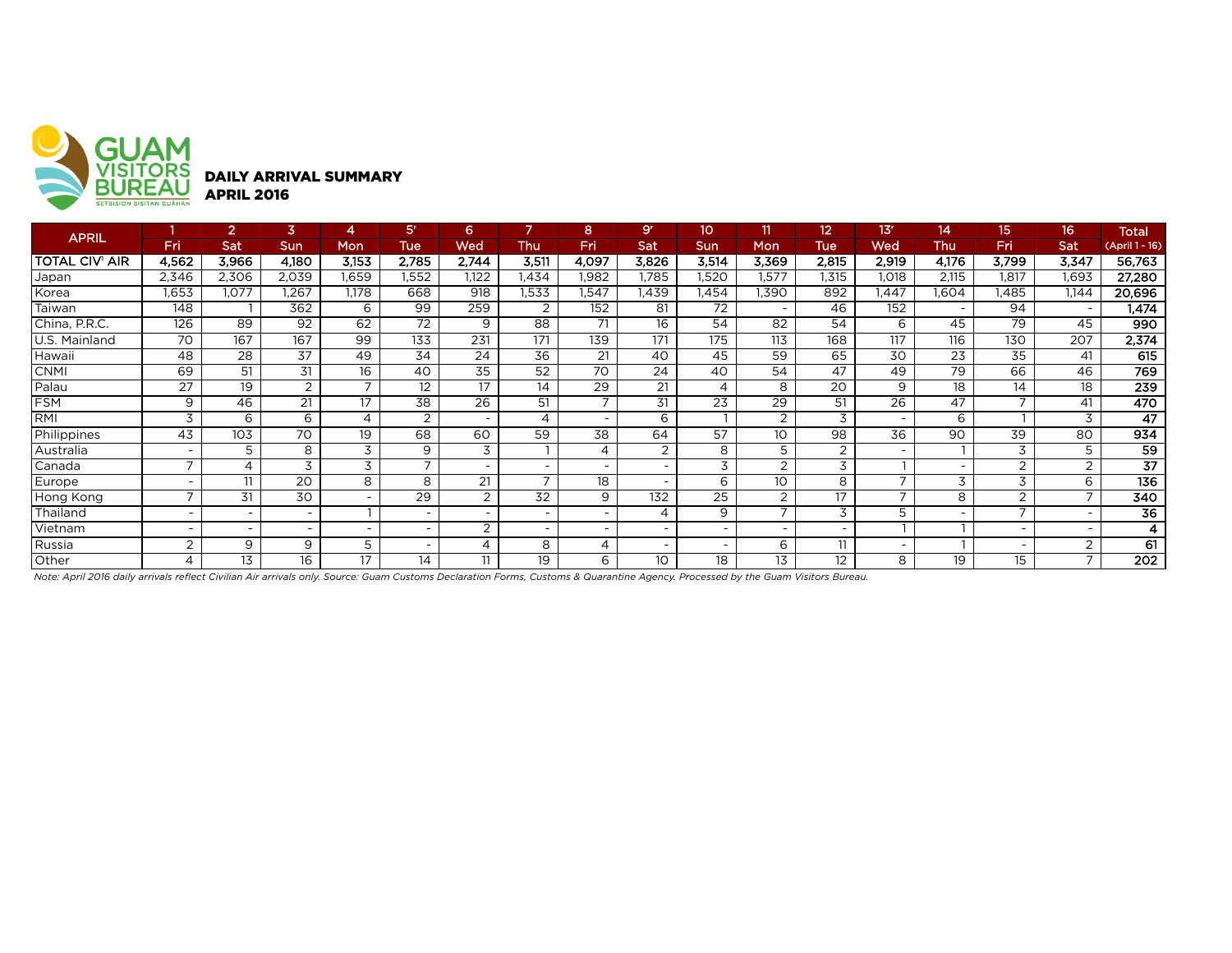# GUAM VISITORS BUREAU

**DAILY ARRIVAL SUMMARY**
**APRIL 2016**

| APRIL | 1 | 2 | 3 | 4 | 5[r] | 6 | 7 | 8 | 9[r] | 10 | 11 | 12 | 13[r] | 14 | 15 | 16 | Total |
|---|---|---|---|---|---|---|---|---|---|---|---|---|---|---|---|---|---|
| | Fri | Sat | Sun | Mon | Tue | Wed | Thu | Fri | Sat | Sun | Mon | Tue | Wed | Thu | Fri | Sat | (April 1 - 16) |
| **TOTAL CIV[1] AIR** | **4,562** | **3,966** | **4,180** | **3,153** | **2,785** | **2,744** | **3,511** | **4,097** | **3,826** | **3,514** | **3,369** | **2,815** | **2,919** | **4,176** | **3,799** | **3,347** | **56,763** |
| Japan | 2,346 | 2,306 | 2,039 | 1,659 | 1,552 | 1,122 | 1,434 | 1,982 | 1,785 | 1,520 | 1,577 | 1,315 | 1,018 | 2,115 | 1,817 | 1,693 | **27,280** |
| Korea | 1,653 | 1,077 | 1,267 | 1,178 | 668 | 918 | 1,533 | 1,547 | 1,439 | 1,454 | 1,390 | 892 | 1,447 | 1,604 | 1,485 | 1,144 | **20,696** |
| Taiwan | 148 | 1 | 362 | 6 | 99 | 259 | 2 | 152 | 81 | 72 | - | 46 | 152 | - | 94 | - | **1,474** |
| China, P.R.C. | 126 | 89 | 92 | 62 | 72 | 9 | 88 | 71 | 16 | 54 | 82 | 54 | 6 | 45 | 79 | 45 | **990** |
| U.S. Mainland | 70 | 167 | 167 | 99 | 133 | 231 | 171 | 139 | 171 | 175 | 113 | 168 | 117 | 116 | 130 | 207 | **2,374** |
| Hawaii | 48 | 28 | 37 | 49 | 34 | 24 | 36 | 21 | 40 | 45 | 59 | 65 | 30 | 23 | 35 | 41 | **615** |
| CNMI | 69 | 51 | 31 | 16 | 40 | 35 | 52 | 70 | 24 | 40 | 54 | 47 | 49 | 79 | 66 | 46 | **769** |
| Palau | 27 | 19 | 2 | 7 | 12 | 17 | 14 | 29 | 21 | 4 | 8 | 20 | 9 | 18 | 14 | 18 | **239** |
| FSM | 9 | 46 | 21 | 17 | 38 | 26 | 51 | 7 | 31 | 23 | 29 | 51 | 26 | 47 | 7 | 41 | **470** |
| RMI | 3 | 6 | 6 | 4 | 2 | - | 4 | - | 6 | 1 | 2 | 3 | - | 6 | 1 | 3 | **47** |
| Philippines | 43 | 103 | 70 | 19 | 68 | 60 | 59 | 38 | 64 | 57 | 10 | 98 | 36 | 90 | 39 | 80 | **934** |
| Australia | - | 5 | 8 | 3 | 9 | 3 | 1 | 4 | 2 | 8 | 5 | 2 | - | 1 | 3 | 5 | **59** |
| Canada | 7 | 4 | 3 | 3 | 7 | - | - | - | - | 3 | 2 | 3 | 1 | - | 2 | 2 | **37** |
| Europe | - | 11 | 20 | 8 | 8 | 21 | 7 | 18 | - | 6 | 10 | 8 | 7 | 3 | 3 | 6 | **136** |
| Hong Kong | 7 | 31 | 30 | - | 29 | 2 | 32 | 9 | 132 | 25 | 2 | 17 | 7 | 8 | 2 | 7 | **340** |
| Thailand | - | - | - | 1 | - | - | - | - | 4 | 9 | 7 | 3 | 5 | - | 7 | - | **36** |
| Vietnam | - | - | - | - | - | 2 | - | - | - | - | - | - | 1 | 1 | - | - | **4** |
| Russia | 2 | 9 | 9 | 5 | - | 4 | 8 | 4 | - | - | 6 | 11 | - | 1 | - | 2 | **61** |
| Other | 4 | 13 | 16 | 17 | 14 | 11 | 19 | 6 | 10 | 18 | 13 | 12 | 8 | 19 | 15 | 7 | **202** |

*Note: April 2016 daily arrivals reflect Civilian Air arrivals only. Source: Guam Customs Declaration Forms, Customs & Quarantine Agency. Processed by the Guam Visitors Bureau.*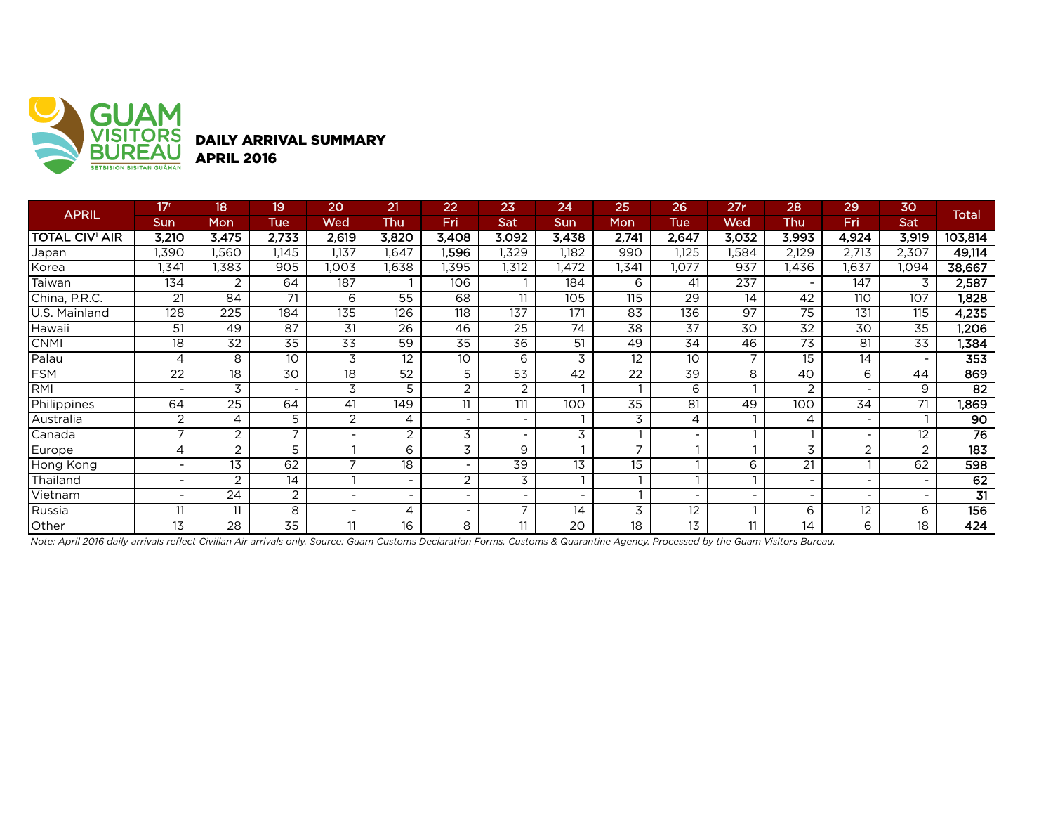GUAM VISITORS BUREAU

SETBISION BISITAN GUÅHAN

## DAILY ARRIVAL SUMMARY
## APRIL 2016

| APRIL | 17r | 18 | 19 | 20 | 21 | 22 | 23 | 24 | 25 | 26 | 27r | 28 | 29 | 30 | Total |
|---|---|---|---|---|---|---|---|---|---|---|---|---|---|---|---|
| | Sun | Mon | Tue | Wed | Thu | Fri | Sat | Sun | Mon | Tue | Wed | Thu | Fri | Sat | |
| **TOTAL CIV[1] AIR** | **3,210** | **3,475** | **2,733** | **2,619** | **3,820** | **3,408** | **3,092** | **3,438** | **2,741** | **2,647** | **3,032** | **3,993** | **4,924** | **3,919** | **103,814** |
| Japan | 1,390 | 1,560 | 1,145 | 1,137 | 1,647 | 1,596 | 1,329 | 1,182 | 990 | 1,125 | 1,584 | 2,129 | 2,713 | 2,307 | **49,114** |
| Korea | 1,341 | 1,383 | 905 | 1,003 | 1,638 | 1,395 | 1,312 | 1,472 | 1,341 | 1,077 | 937 | 1,436 | 1,637 | 1,094 | **38,667** |
| Taiwan | 134 | 2 | 64 | 187 | 1 | 106 | 1 | 184 | 6 | 41 | 237 | - | 147 | 3 | **2,587** |
| China, P.R.C. | 21 | 84 | 71 | 6 | 55 | 68 | 11 | 105 | 115 | 29 | 14 | 42 | 110 | 107 | **1,828** |
| U.S. Mainland | 128 | 225 | 184 | 135 | 126 | 118 | 137 | 171 | 83 | 136 | 97 | 75 | 131 | 115 | **4,235** |
| Hawaii | 51 | 49 | 87 | 31 | 26 | 46 | 25 | 74 | 38 | 37 | 30 | 32 | 30 | 35 | **1,206** |
| CNMI | 18 | 32 | 35 | 33 | 59 | 35 | 36 | 51 | 49 | 34 | 46 | 73 | 81 | 33 | **1,384** |
| Palau | 4 | 8 | 10 | 3 | 12 | 10 | 6 | 3 | 12 | 10 | 7 | 15 | 14 | - | **353** |
| FSM | 22 | 18 | 30 | 18 | 52 | 5 | 53 | 42 | 22 | 39 | 8 | 40 | 6 | 44 | **869** |
| RMI | - | 3 | - | 3 | 5 | 2 | 2 | 1 | 1 | 6 | 1 | 2 | - | 9 | **82** |
| Philippines | 64 | 25 | 64 | 41 | 149 | 11 | 111 | 100 | 35 | 81 | 49 | 100 | 34 | 71 | **1,869** |
| Australia | 2 | 4 | 5 | 2 | 4 | - | - | 1 | 3 | 4 | 1 | 4 | - | 1 | **90** |
| Canada | 7 | 2 | 7 | - | 2 | 3 | - | 3 | 1 | - | 1 | 1 | - | 12 | **76** |
| Europe | 4 | 2 | 5 | 1 | 6 | 3 | 9 | 1 | 7 | 1 | 1 | 3 | 2 | 2 | **183** |
| Hong Kong | - | 13 | 62 | 7 | 18 | - | 39 | 13 | 15 | 1 | 6 | 21 | 1 | 62 | **598** |
| Thailand | - | 2 | 14 | 1 | - | 2 | 3 | 1 | 1 | 1 | 1 | - | - | - | **62** |
| Vietnam | - | 24 | 2 | - | - | - | - | - | 1 | - | - | - | - | - | **31** |
| Russia | 11 | 11 | 8 | - | 4 | - | 7 | 14 | 3 | 12 | 1 | 6 | 12 | 6 | **156** |
| Other | 13 | 28 | 35 | 11 | 16 | 8 | 11 | 20 | 18 | 13 | 11 | 14 | 6 | 18 | **424** |

*Note: April 2016 daily arrivals reflect Civilian Air arrivals only. Source: Guam Customs Declaration Forms, Customs & Quarantine Agency. Processed by the Guam Visitors Bureau.*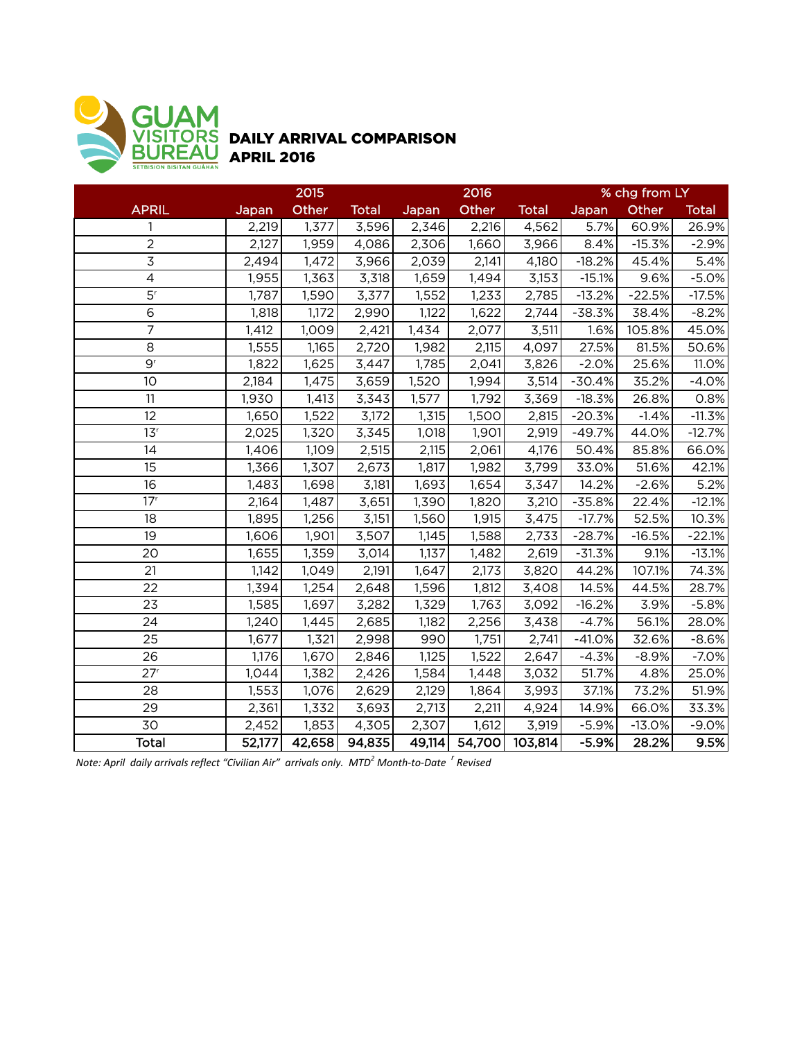GUAM VISITORS BUREAU
SETBISION BISITAN GUÅHAN

# DAILY ARRIVAL COMPARISON
# APRIL 2016

| APRIL | 2015 Japan | 2015 Other | 2015 Total | 2016 Japan | 2016 Other | 2016 Total | % chg from LY Japan | % chg from LY Other | % chg from LY Total |
|---|---|---|---|---|---|---|---|---|---|
| 1 | 2,219 | 1,377 | 3,596 | 2,346 | 2,216 | 4,562 | 5.7% | 60.9% | 26.9% |
| 2 | 2,127 | 1,959 | 4,086 | 2,306 | 1,660 | 3,966 | 8.4% | -15.3% | -2.9% |
| 3 | 2,494 | 1,472 | 3,966 | 2,039 | 2,141 | 4,180 | -18.2% | 45.4% | 5.4% |
| 4 | 1,955 | 1,363 | 3,318 | 1,659 | 1,494 | 3,153 | -15.1% | 9.6% | -5.0% |
| 5[r] | 1,787 | 1,590 | 3,377 | 1,552 | 1,233 | 2,785 | -13.2% | -22.5% | -17.5% |
| 6 | 1,818 | 1,172 | 2,990 | 1,122 | 1,622 | 2,744 | -38.3% | 38.4% | -8.2% |
| 7 | 1,412 | 1,009 | 2,421 | 1,434 | 2,077 | 3,511 | 1.6% | 105.8% | 45.0% |
| 8 | 1,555 | 1,165 | 2,720 | 1,982 | 2,115 | 4,097 | 27.5% | 81.5% | 50.6% |
| 9[r] | 1,822 | 1,625 | 3,447 | 1,785 | 2,041 | 3,826 | -2.0% | 25.6% | 11.0% |
| 10 | 2,184 | 1,475 | 3,659 | 1,520 | 1,994 | 3,514 | -30.4% | 35.2% | -4.0% |
| 11 | 1,930 | 1,413 | 3,343 | 1,577 | 1,792 | 3,369 | -18.3% | 26.8% | 0.8% |
| 12 | 1,650 | 1,522 | 3,172 | 1,315 | 1,500 | 2,815 | -20.3% | -1.4% | -11.3% |
| 13[r] | 2,025 | 1,320 | 3,345 | 1,018 | 1,901 | 2,919 | -49.7% | 44.0% | -12.7% |
| 14 | 1,406 | 1,109 | 2,515 | 2,115 | 2,061 | 4,176 | 50.4% | 85.8% | 66.0% |
| 15 | 1,366 | 1,307 | 2,673 | 1,817 | 1,982 | 3,799 | 33.0% | 51.6% | 42.1% |
| 16 | 1,483 | 1,698 | 3,181 | 1,693 | 1,654 | 3,347 | 14.2% | -2.6% | 5.2% |
| 17[r] | 2,164 | 1,487 | 3,651 | 1,390 | 1,820 | 3,210 | -35.8% | 22.4% | -12.1% |
| 18 | 1,895 | 1,256 | 3,151 | 1,560 | 1,915 | 3,475 | -17.7% | 52.5% | 10.3% |
| 19 | 1,606 | 1,901 | 3,507 | 1,145 | 1,588 | 2,733 | -28.7% | -16.5% | -22.1% |
| 20 | 1,655 | 1,359 | 3,014 | 1,137 | 1,482 | 2,619 | -31.3% | 9.1% | -13.1% |
| 21 | 1,142 | 1,049 | 2,191 | 1,647 | 2,173 | 3,820 | 44.2% | 107.1% | 74.3% |
| 22 | 1,394 | 1,254 | 2,648 | 1,596 | 1,812 | 3,408 | 14.5% | 44.5% | 28.7% |
| 23 | 1,585 | 1,697 | 3,282 | 1,329 | 1,763 | 3,092 | -16.2% | 3.9% | -5.8% |
| 24 | 1,240 | 1,445 | 2,685 | 1,182 | 2,256 | 3,438 | -4.7% | 56.1% | 28.0% |
| 25 | 1,677 | 1,321 | 2,998 | 990 | 1,751 | 2,741 | -41.0% | 32.6% | -8.6% |
| 26 | 1,176 | 1,670 | 2,846 | 1,125 | 1,522 | 2,647 | -4.3% | -8.9% | -7.0% |
| 27[r] | 1,044 | 1,382 | 2,426 | 1,584 | 1,448 | 3,032 | 51.7% | 4.8% | 25.0% |
| 28 | 1,553 | 1,076 | 2,629 | 2,129 | 1,864 | 3,993 | 37.1% | 73.2% | 51.9% |
| 29 | 2,361 | 1,332 | 3,693 | 2,713 | 2,211 | 4,924 | 14.9% | 66.0% | 33.3% |
| 30 | 2,452 | 1,853 | 4,305 | 2,307 | 1,612 | 3,919 | -5.9% | -13.0% | -9.0% |
| **Total** | **52,177** | **42,658** | **94,835** | **49,114** | **54,700** | **103,814** | **-5.9%** | **28.2%** | **9.5%** |

*Note: April daily arrivals reflect "Civilian Air" arrivals only. MTD[2] Month-to-Date [r] Revised*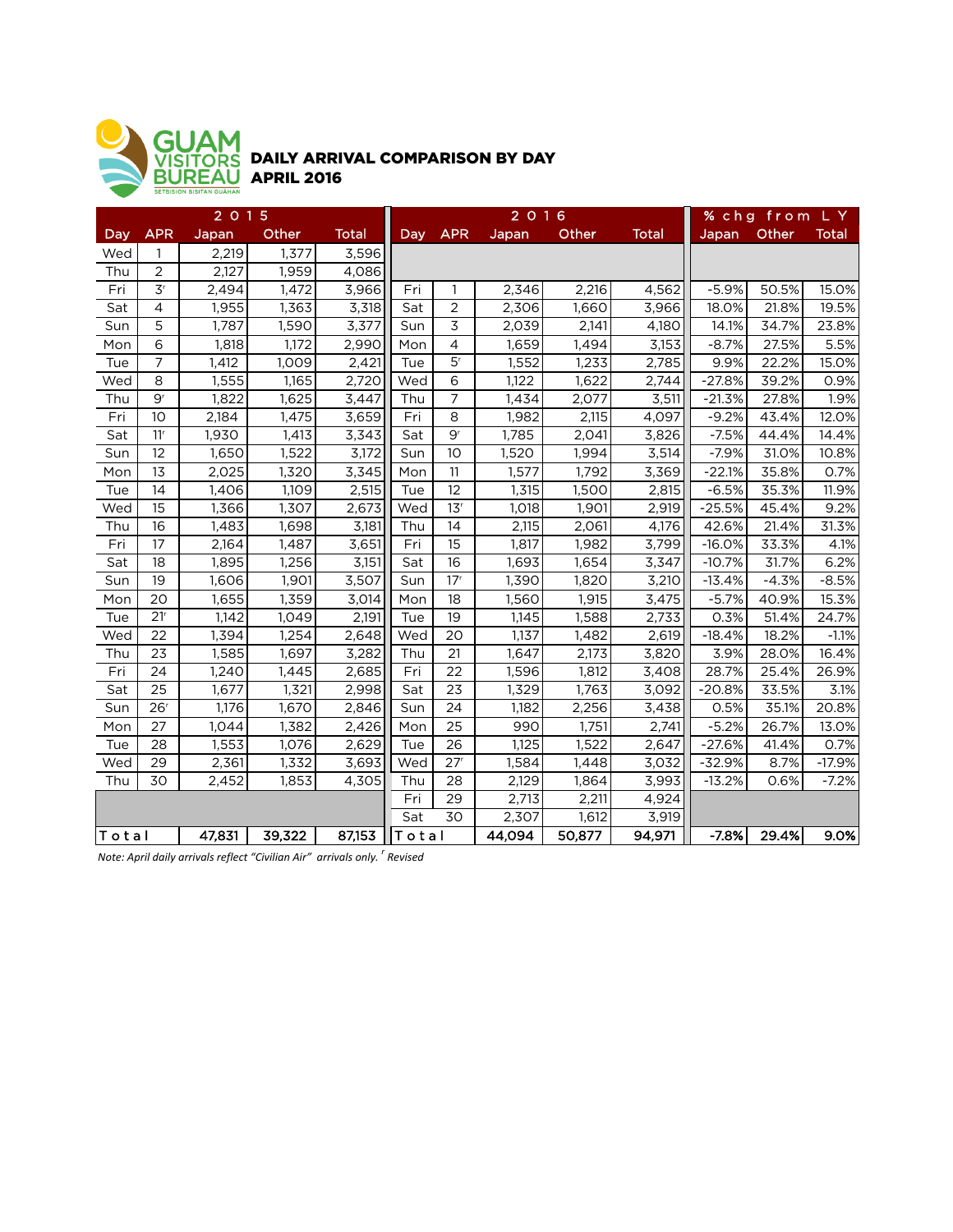GUAM VISITORS BUREAU
SETBISION BISITAN GUAHAN

# DAILY ARRIVAL COMPARISON BY DAY
## APRIL 2016

| 2015 | | | | | 2016 | | | | | % chg from LY | | |
|---|---|---|---|---|---|---|---|---|---|---|---|---|
| Day | APR | Japan | Other | Total | Day | APR | Japan | Other | Total | Japan | Other | Total |
| Wed | 1 | 2,219 | 1,377 | 3,596 | | | | | | | | |
| Thu | 2 | 2,127 | 1,959 | 4,086 | | | | | | | | |
| Fri | 3[r] | 2,494 | 1,472 | 3,966 | Fri | 1 | 2,346 | 2,216 | 4,562 | -5.9% | 50.5% | 15.0% |
| Sat | 4 | 1,955 | 1,363 | 3,318 | Sat | 2 | 2,306 | 1,660 | 3,966 | 18.0% | 21.8% | 19.5% |
| Sun | 5 | 1,787 | 1,590 | 3,377 | Sun | 3 | 2,039 | 2,141 | 4,180 | 14.1% | 34.7% | 23.8% |
| Mon | 6 | 1,818 | 1,172 | 2,990 | Mon | 4 | 1,659 | 1,494 | 3,153 | -8.7% | 27.5% | 5.5% |
| Tue | 7 | 1,412 | 1,009 | 2,421 | Tue | 5[r] | 1,552 | 1,233 | 2,785 | 9.9% | 22.2% | 15.0% |
| Wed | 8 | 1,555 | 1,165 | 2,720 | Wed | 6 | 1,122 | 1,622 | 2,744 | -27.8% | 39.2% | 0.9% |
| Thu | 9[r] | 1,822 | 1,625 | 3,447 | Thu | 7 | 1,434 | 2,077 | 3,511 | -21.3% | 27.8% | 1.9% |
| Fri | 10 | 2,184 | 1,475 | 3,659 | Fri | 8 | 1,982 | 2,115 | 4,097 | -9.2% | 43.4% | 12.0% |
| Sat | 11[r] | 1,930 | 1,413 | 3,343 | Sat | 9[r] | 1,785 | 2,041 | 3,826 | -7.5% | 44.4% | 14.4% |
| Sun | 12 | 1,650 | 1,522 | 3,172 | Sun | 10 | 1,520 | 1,994 | 3,514 | -7.9% | 31.0% | 10.8% |
| Mon | 13 | 2,025 | 1,320 | 3,345 | Mon | 11 | 1,577 | 1,792 | 3,369 | -22.1% | 35.8% | 0.7% |
| Tue | 14 | 1,406 | 1,109 | 2,515 | Tue | 12 | 1,315 | 1,500 | 2,815 | -6.5% | 35.3% | 11.9% |
| Wed | 15 | 1,366 | 1,307 | 2,673 | Wed | 13[r] | 1,018 | 1,901 | 2,919 | -25.5% | 45.4% | 9.2% |
| Thu | 16 | 1,483 | 1,698 | 3,181 | Thu | 14 | 2,115 | 2,061 | 4,176 | 42.6% | 21.4% | 31.3% |
| Fri | 17 | 2,164 | 1,487 | 3,651 | Fri | 15 | 1,817 | 1,982 | 3,799 | -16.0% | 33.3% | 4.1% |
| Sat | 18 | 1,895 | 1,256 | 3,151 | Sat | 16 | 1,693 | 1,654 | 3,347 | -10.7% | 31.7% | 6.2% |
| Sun | 19 | 1,606 | 1,901 | 3,507 | Sun | 17[r] | 1,390 | 1,820 | 3,210 | -13.4% | -4.3% | -8.5% |
| Mon | 20 | 1,655 | 1,359 | 3,014 | Mon | 18 | 1,560 | 1,915 | 3,475 | -5.7% | 40.9% | 15.3% |
| Tue | 21[r] | 1,142 | 1,049 | 2,191 | Tue | 19 | 1,145 | 1,588 | 2,733 | 0.3% | 51.4% | 24.7% |
| Wed | 22 | 1,394 | 1,254 | 2,648 | Wed | 20 | 1,137 | 1,482 | 2,619 | -18.4% | 18.2% | -1.1% |
| Thu | 23 | 1,585 | 1,697 | 3,282 | Thu | 21 | 1,647 | 2,173 | 3,820 | 3.9% | 28.0% | 16.4% |
| Fri | 24 | 1,240 | 1,445 | 2,685 | Fri | 22 | 1,596 | 1,812 | 3,408 | 28.7% | 25.4% | 26.9% |
| Sat | 25 | 1,677 | 1,321 | 2,998 | Sat | 23 | 1,329 | 1,763 | 3,092 | -20.8% | 33.5% | 3.1% |
| Sun | 26[r] | 1,176 | 1,670 | 2,846 | Sun | 24 | 1,182 | 2,256 | 3,438 | 0.5% | 35.1% | 20.8% |
| Mon | 27 | 1,044 | 1,382 | 2,426 | Mon | 25 | 990 | 1,751 | 2,741 | -5.2% | 26.7% | 13.0% |
| Tue | 28 | 1,553 | 1,076 | 2,629 | Tue | 26 | 1,125 | 1,522 | 2,647 | -27.6% | 41.4% | 0.7% |
| Wed | 29 | 2,361 | 1,332 | 3,693 | Wed | 27[r] | 1,584 | 1,448 | 3,032 | -32.9% | 8.7% | -17.9% |
| Thu | 30 | 2,452 | 1,853 | 4,305 | Thu | 28 | 2,129 | 1,864 | 3,993 | -13.2% | 0.6% | -7.2% |
| | | | | | Fri | 29 | 2,713 | 2,211 | 4,924 | | | |
| | | | | | Sat | 30 | 2,307 | 1,612 | 3,919 | | | |
| Total | | 47,831 | 39,322 | 87,153 | Total | | 44,094 | 50,877 | 94,971 | -7.8% | 29.4% | 9.0% |

*Note: April daily arrivals reflect "Civilian Air" arrivals only. [r] Revised*